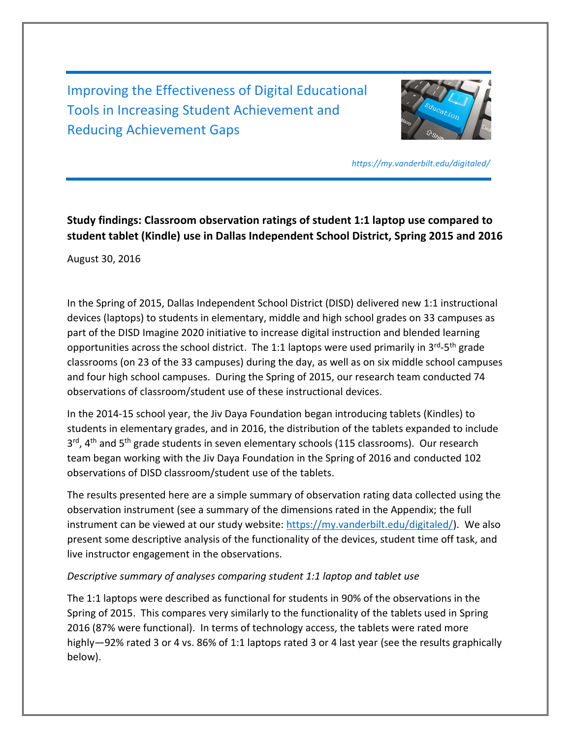# Improving the Effectiveness of Digital Educational Tools in Increasing Student Achievement and Reducing Achievement Gaps

*https://my.vanderbilt.edu/digitaled/*

**Study findings: Classroom observation ratings of student 1:1 laptop use compared to student tablet (Kindle) use in Dallas Independent School District, Spring 2015 and 2016**

August 30, 2016

In the Spring of 2015, Dallas Independent School District (DISD) delivered new 1:1 instructional devices (laptops) to students in elementary, middle and high school grades on 33 campuses as part of the DISD Imagine 2020 initiative to increase digital instruction and blended learning opportunities across the school district. The 1:1 laptops were used primarily in 3rd-5th grade classrooms (on 23 of the 33 campuses) during the day, as well as on six middle school campuses and four high school campuses. During the Spring of 2015, our research team conducted 74 observations of classroom/student use of these instructional devices.

In the 2014-15 school year, the Jiv Daya Foundation began introducing tablets (Kindles) to students in elementary grades, and in 2016, the distribution of the tablets expanded to include 3rd, 4th and 5th grade students in seven elementary schools (115 classrooms). Our research team began working with the Jiv Daya Foundation in the Spring of 2016 and conducted 102 observations of DISD classroom/student use of the tablets.

The results presented here are a simple summary of observation rating data collected using the observation instrument (see a summary of the dimensions rated in the Appendix; the full instrument can be viewed at our study website: https://my.vanderbilt.edu/digitaled/). We also present some descriptive analysis of the functionality of the devices, student time off task, and live instructor engagement in the observations.

*Descriptive summary of analyses comparing student 1:1 laptop and tablet use*

The 1:1 laptops were described as functional for students in 90% of the observations in the Spring of 2015. This compares very similarly to the functionality of the tablets used in Spring 2016 (87% were functional). In terms of technology access, the tablets were rated more highly—92% rated 3 or 4 vs. 86% of 1:1 laptops rated 3 or 4 last year (see the results graphically below).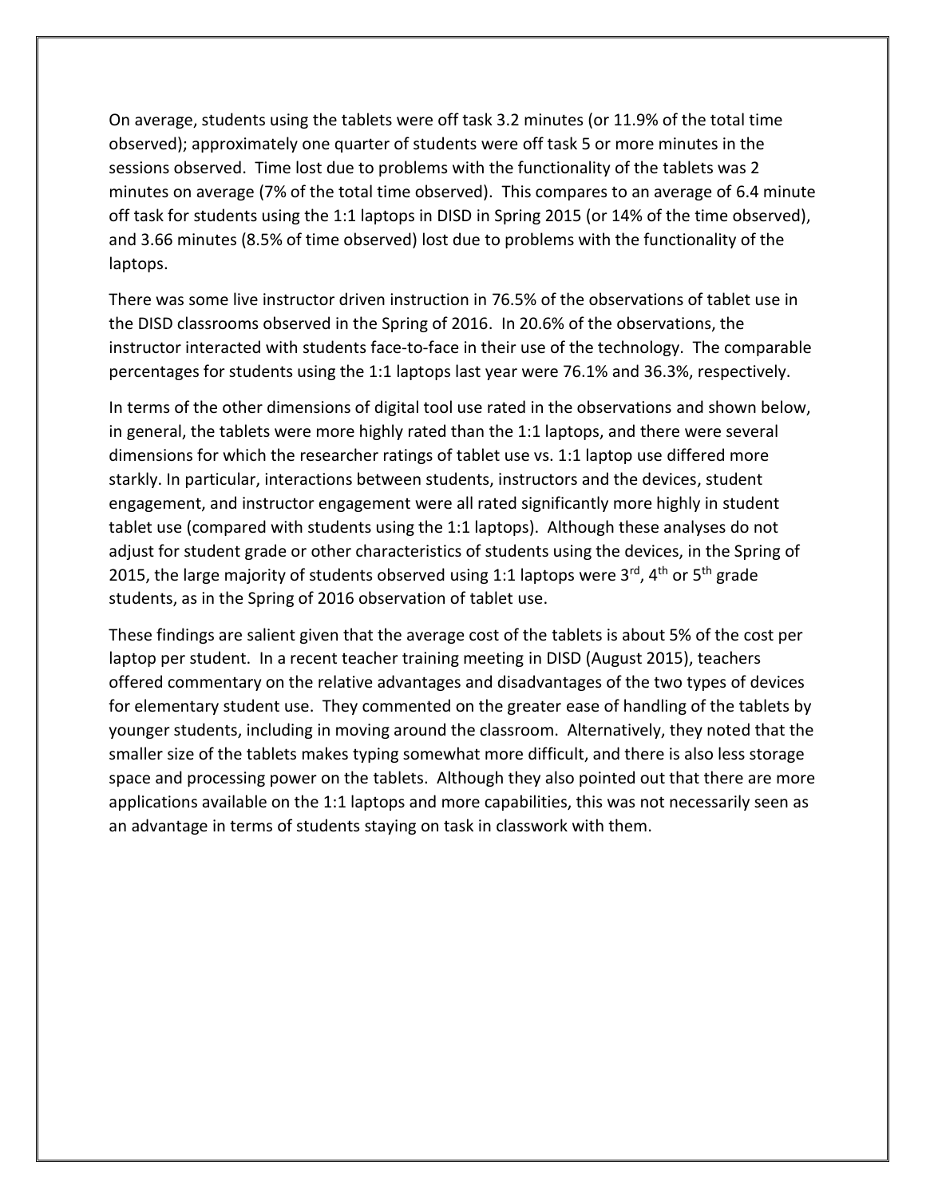On average, students using the tablets were off task 3.2 minutes (or 11.9% of the total time observed); approximately one quarter of students were off task 5 or more minutes in the sessions observed. Time lost due to problems with the functionality of the tablets was 2 minutes on average (7% of the total time observed). This compares to an average of 6.4 minute off task for students using the 1:1 laptops in DISD in Spring 2015 (or 14% of the time observed), and 3.66 minutes (8.5% of time observed) lost due to problems with the functionality of the laptops.

There was some live instructor driven instruction in 76.5% of the observations of tablet use in the DISD classrooms observed in the Spring of 2016. In 20.6% of the observations, the instructor interacted with students face-to-face in their use of the technology. The comparable percentages for students using the 1:1 laptops last year were 76.1% and 36.3%, respectively.

In terms of the other dimensions of digital tool use rated in the observations and shown below, in general, the tablets were more highly rated than the 1:1 laptops, and there were several dimensions for which the researcher ratings of tablet use vs. 1:1 laptop use differed more starkly. In particular, interactions between students, instructors and the devices, student engagement, and instructor engagement were all rated significantly more highly in student tablet use (compared with students using the 1:1 laptops). Although these analyses do not adjust for student grade or other characteristics of students using the devices, in the Spring of 2015, the large majority of students observed using 1:1 laptops were 3rd, 4th or 5th grade students, as in the Spring of 2016 observation of tablet use.

These findings are salient given that the average cost of the tablets is about 5% of the cost per laptop per student. In a recent teacher training meeting in DISD (August 2015), teachers offered commentary on the relative advantages and disadvantages of the two types of devices for elementary student use. They commented on the greater ease of handling of the tablets by younger students, including in moving around the classroom. Alternatively, they noted that the smaller size of the tablets makes typing somewhat more difficult, and there is also less storage space and processing power on the tablets. Although they also pointed out that there are more applications available on the 1:1 laptops and more capabilities, this was not necessarily seen as an advantage in terms of students staying on task in classwork with them.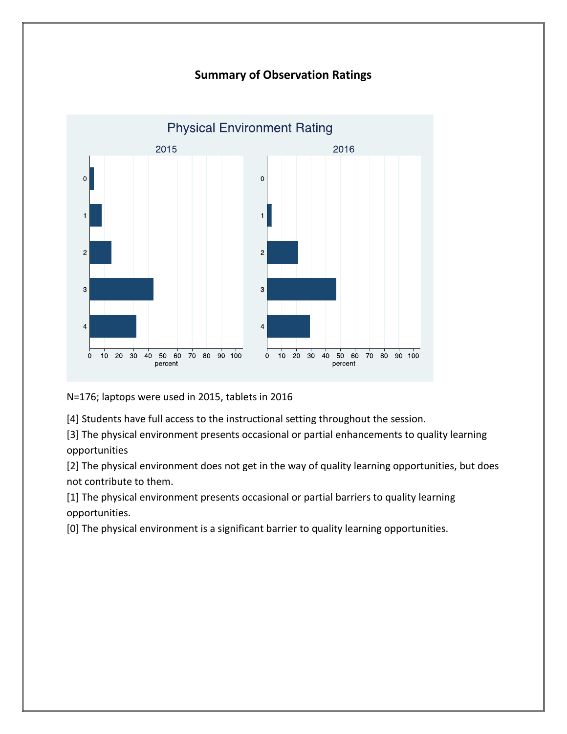## Summary of Observation Ratings

N=176; laptops were used in 2015, tablets in 2016

[4] Students have full access to the instructional setting throughout the session.

[3] The physical environment presents occasional or partial enhancements to quality learning opportunities

[2] The physical environment does not get in the way of quality learning opportunities, but does not contribute to them.

[1] The physical environment presents occasional or partial barriers to quality learning opportunities.

[0] The physical environment is a significant barrier to quality learning opportunities.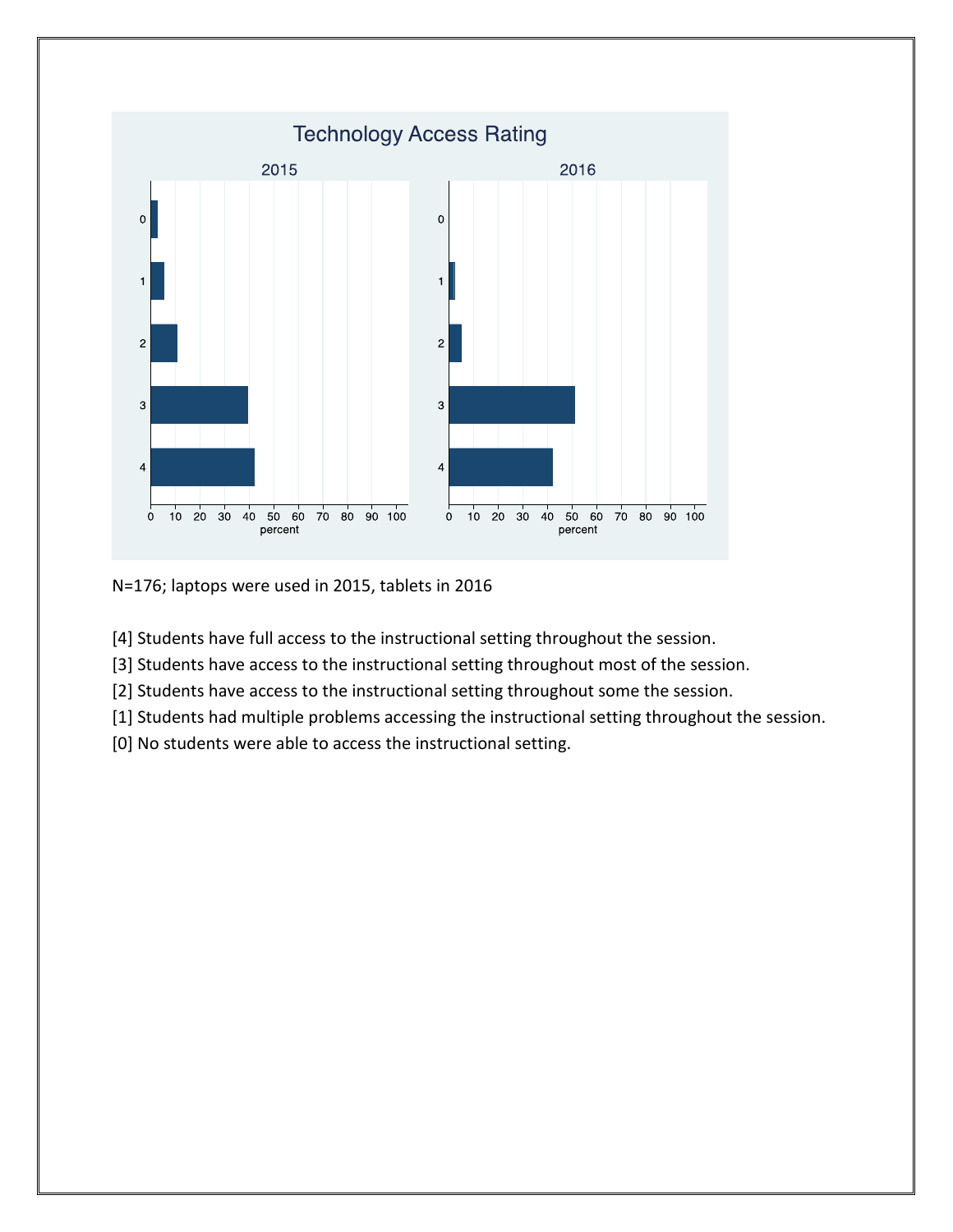N=176; laptops were used in 2015, tablets in 2016

[4] Students have full access to the instructional setting throughout the session.

[3] Students have access to the instructional setting throughout most of the session.

[2] Students have access to the instructional setting throughout some the session.

[1] Students had multiple problems accessing the instructional setting throughout the session.

[0] No students were able to access the instructional setting.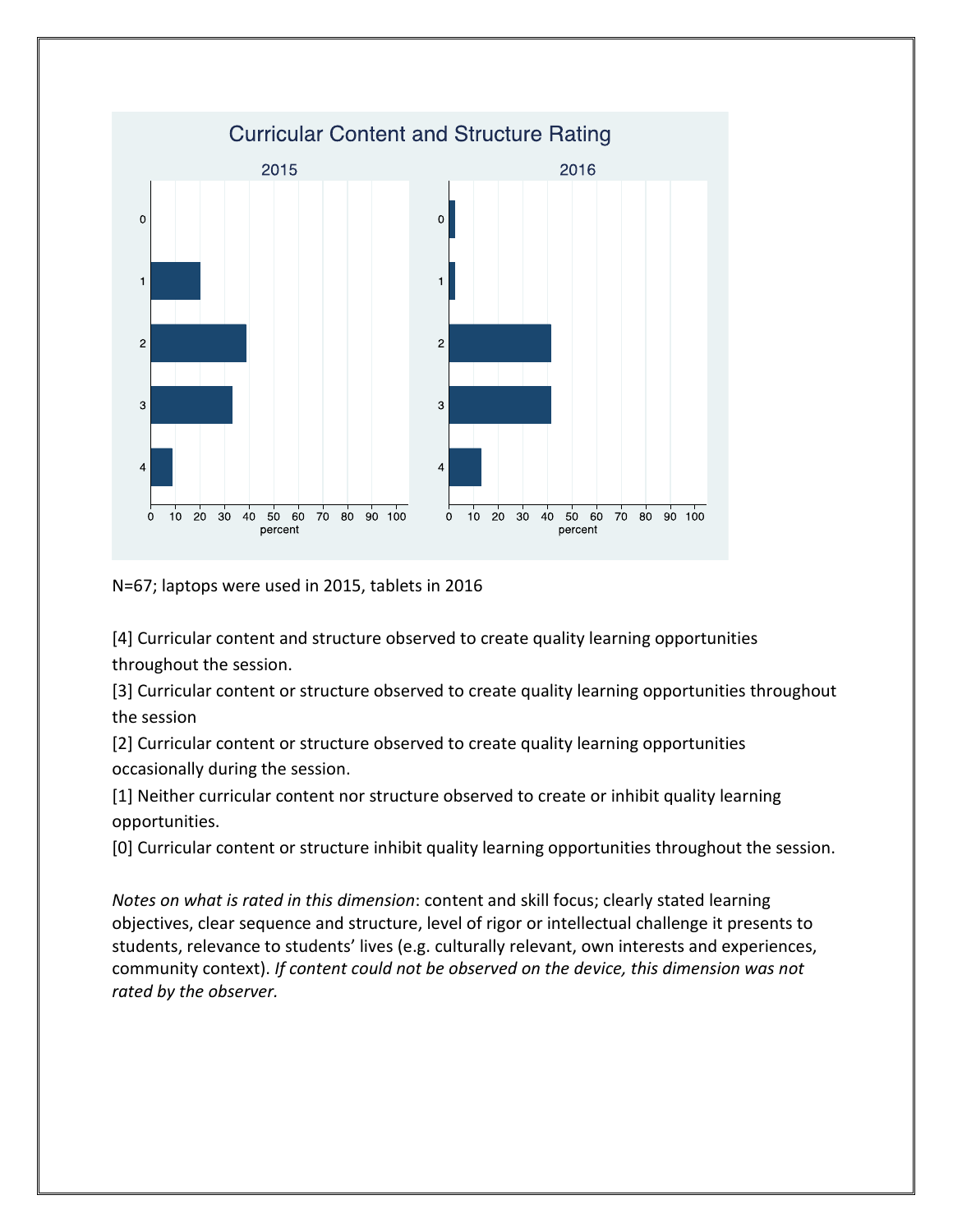N=67; laptops were used in 2015, tablets in 2016

[4] Curricular content and structure observed to create quality learning opportunities throughout the session.

[3] Curricular content or structure observed to create quality learning opportunities throughout the session

[2] Curricular content or structure observed to create quality learning opportunities occasionally during the session.

[1] Neither curricular content nor structure observed to create or inhibit quality learning opportunities.

[0] Curricular content or structure inhibit quality learning opportunities throughout the session.

*Notes on what is rated in this dimension*: content and skill focus; clearly stated learning objectives, clear sequence and structure, level of rigor or intellectual challenge it presents to students, relevance to students' lives (e.g. culturally relevant, own interests and experiences, community context). *If content could not be observed on the device, this dimension was not rated by the observer.*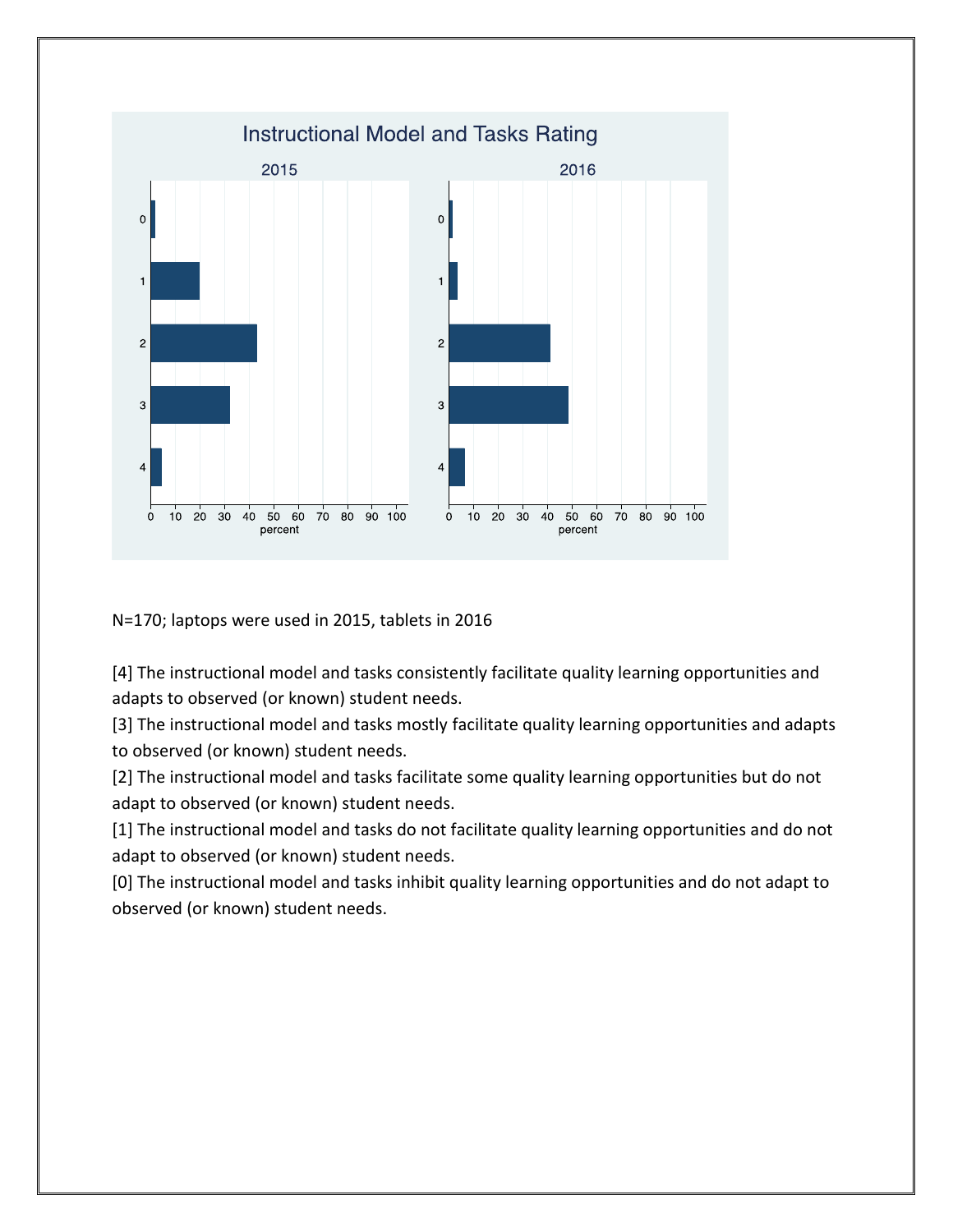N=170; laptops were used in 2015, tablets in 2016

[4] The instructional model and tasks consistently facilitate quality learning opportunities and adapts to observed (or known) student needs.
[3] The instructional model and tasks mostly facilitate quality learning opportunities and adapts to observed (or known) student needs.
[2] The instructional model and tasks facilitate some quality learning opportunities but do not adapt to observed (or known) student needs.
[1] The instructional model and tasks do not facilitate quality learning opportunities and do not adapt to observed (or known) student needs.
[0] The instructional model and tasks inhibit quality learning opportunities and do not adapt to observed (or known) student needs.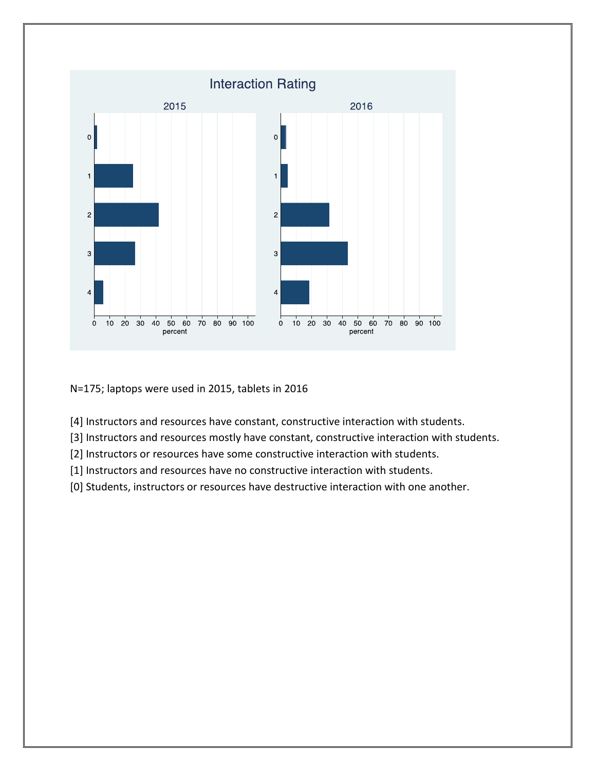Interaction Rating

N=175; laptops were used in 2015, tablets in 2016

[4] Instructors and resources have constant, constructive interaction with students.

[3] Instructors and resources mostly have constant, constructive interaction with students.

[2] Instructors or resources have some constructive interaction with students.

[1] Instructors and resources have no constructive interaction with students.

[0] Students, instructors or resources have destructive interaction with one another.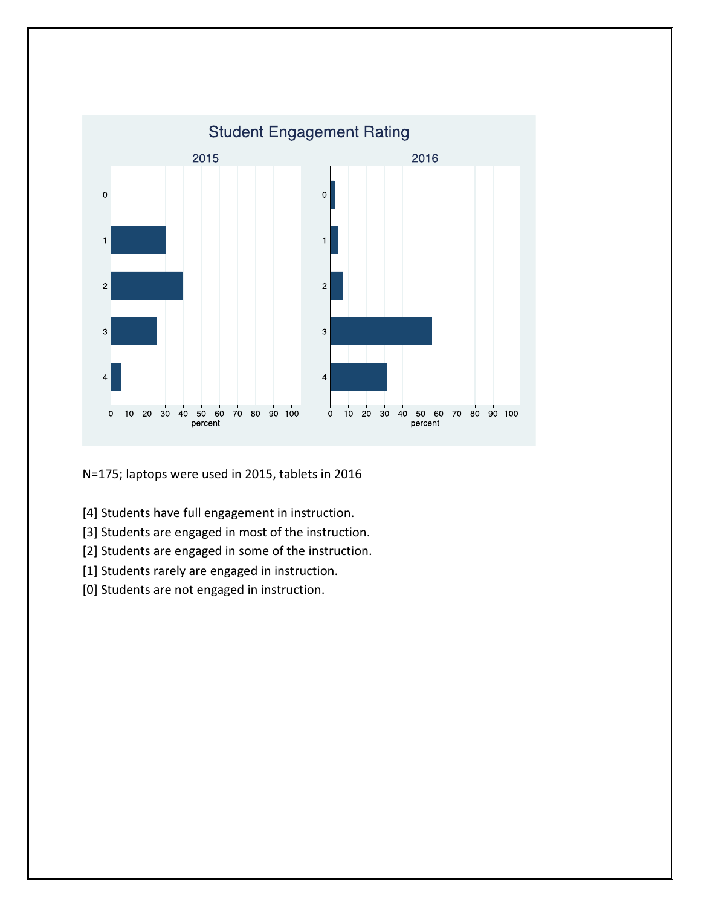Student Engagement Rating

N=175; laptops were used in 2015, tablets in 2016

[4] Students have full engagement in instruction.

[3] Students are engaged in most of the instruction.

[2] Students are engaged in some of the instruction.

[1] Students rarely are engaged in instruction.

[0] Students are not engaged in instruction.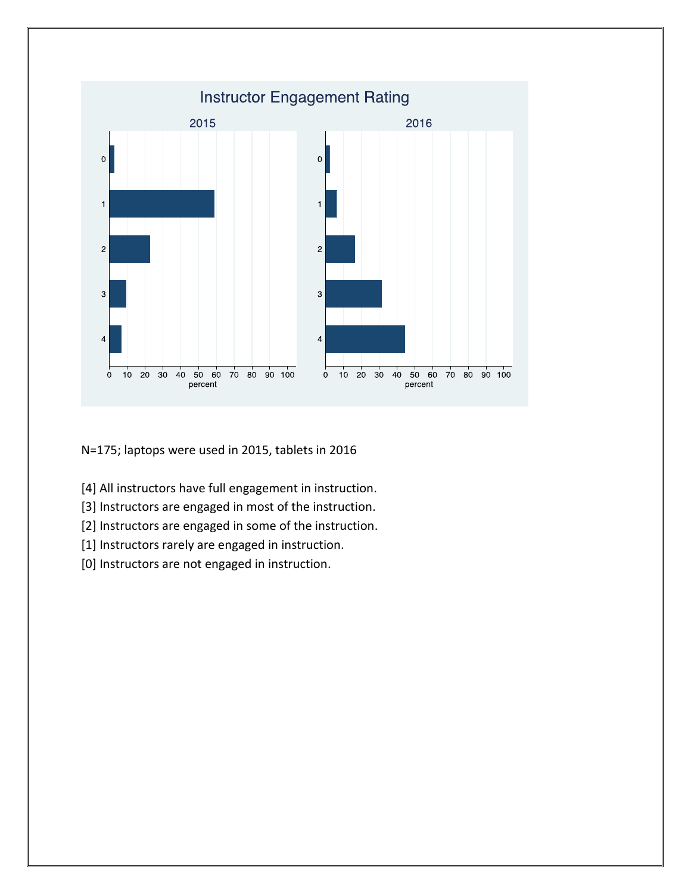N=175; laptops were used in 2015, tablets in 2016

[4] All instructors have full engagement in instruction.

[3] Instructors are engaged in most of the instruction.

[2] Instructors are engaged in some of the instruction.

[1] Instructors rarely are engaged in instruction.

[0] Instructors are not engaged in instruction.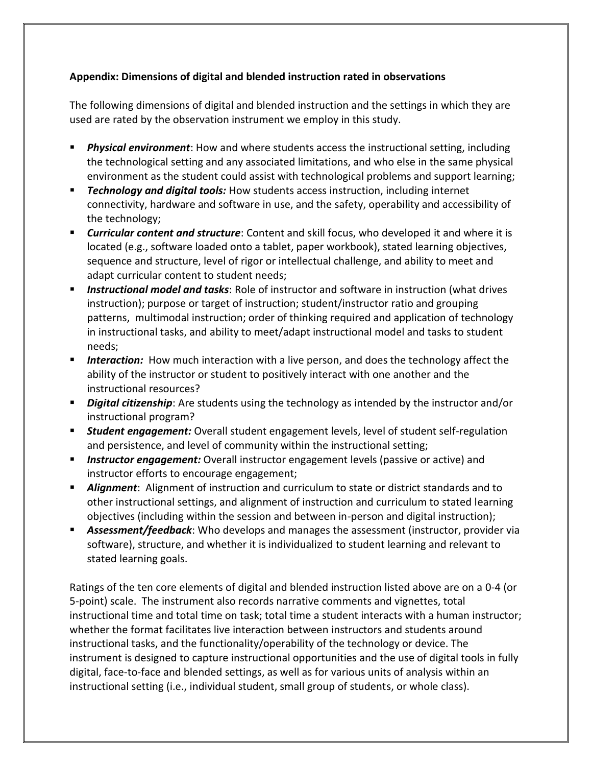**Appendix: Dimensions of digital and blended instruction rated in observations**

The following dimensions of digital and blended instruction and the settings in which they are used are rated by the observation instrument we employ in this study.

- ***Physical environment***: How and where students access the instructional setting, including the technological setting and any associated limitations, and who else in the same physical environment as the student could assist with technological problems and support learning;
- ***Technology and digital tools:*** How students access instruction, including internet connectivity, hardware and software in use, and the safety, operability and accessibility of the technology;
- ***Curricular content and structure***: Content and skill focus, who developed it and where it is located (e.g., software loaded onto a tablet, paper workbook), stated learning objectives, sequence and structure, level of rigor or intellectual challenge, and ability to meet and adapt curricular content to student needs;
- ***Instructional model and tasks***: Role of instructor and software in instruction (what drives instruction); purpose or target of instruction; student/instructor ratio and grouping patterns, multimodal instruction; order of thinking required and application of technology in instructional tasks, and ability to meet/adapt instructional model and tasks to student needs;
- ***Interaction:*** How much interaction with a live person, and does the technology affect the ability of the instructor or student to positively interact with one another and the instructional resources?
- ***Digital citizenship***: Are students using the technology as intended by the instructor and/or instructional program?
- ***Student engagement:*** Overall student engagement levels, level of student self-regulation and persistence, and level of community within the instructional setting;
- ***Instructor engagement:*** Overall instructor engagement levels (passive or active) and instructor efforts to encourage engagement;
- ***Alignment***: Alignment of instruction and curriculum to state or district standards and to other instructional settings, and alignment of instruction and curriculum to stated learning objectives (including within the session and between in-person and digital instruction);
- ***Assessment/feedback***: Who develops and manages the assessment (instructor, provider via software), structure, and whether it is individualized to student learning and relevant to stated learning goals.

Ratings of the ten core elements of digital and blended instruction listed above are on a 0-4 (or 5-point) scale. The instrument also records narrative comments and vignettes, total instructional time and total time on task; total time a student interacts with a human instructor; whether the format facilitates live interaction between instructors and students around instructional tasks, and the functionality/operability of the technology or device. The instrument is designed to capture instructional opportunities and the use of digital tools in fully digital, face-to-face and blended settings, as well as for various units of analysis within an instructional setting (i.e., individual student, small group of students, or whole class).